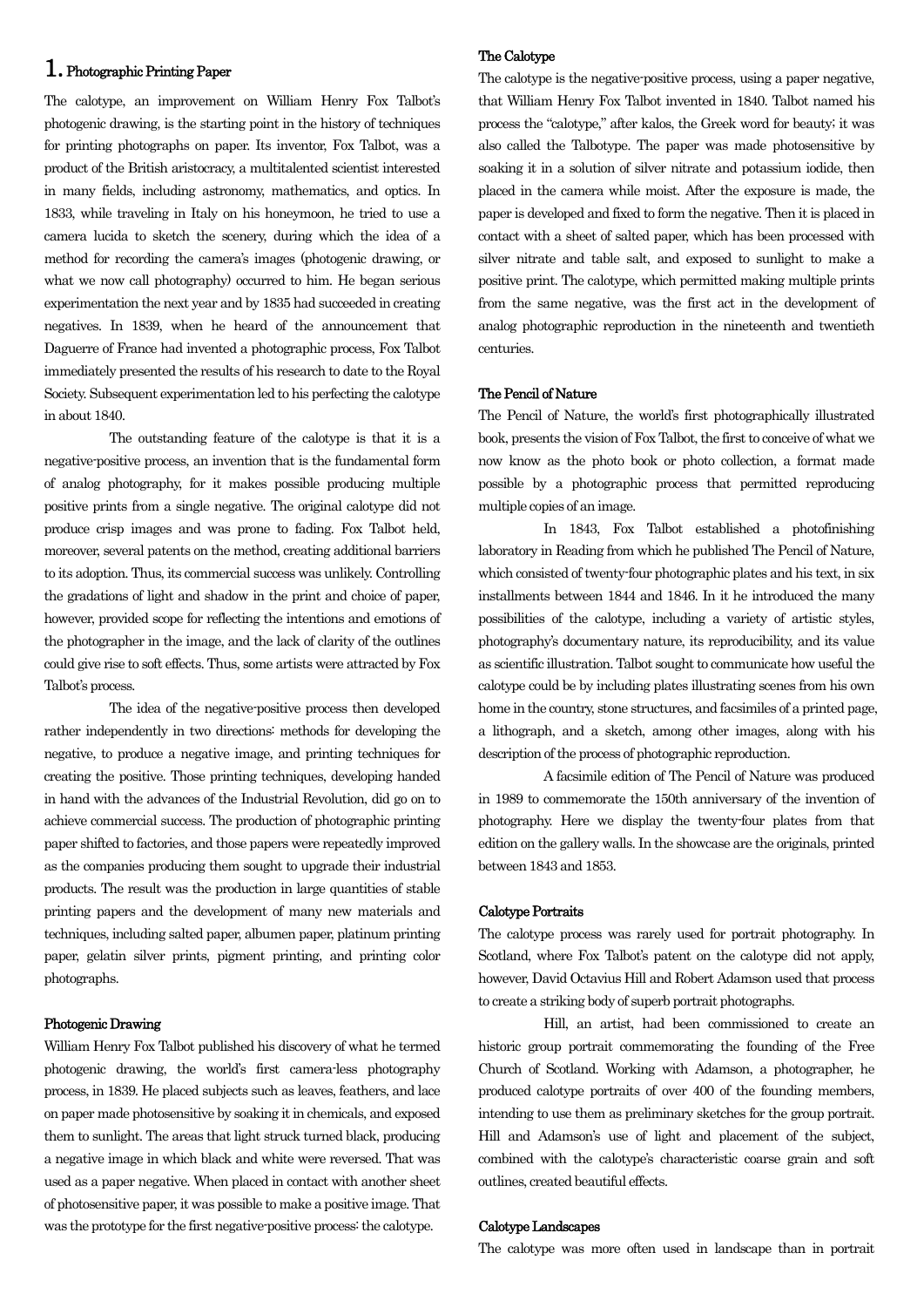# 1. Photographic Printing Paper

The calotype, an improvement on William Henry Fox Talbot's photogenic drawing, is the starting point in the history of techniques for printing photographs on paper. Its inventor, Fox Talbot, was a product of the British aristocracy, a multitalented scientist interested in many fields, including astronomy, mathematics, and optics. In 1833, while traveling in Italy on his honeymoon, he tried to use a camera lucida to sketch the scenery, during which the idea of a method for recording the camera's images (photogenic drawing, or what we now call photography) occurred to him. He began serious experimentation the next year and by 1835 had succeeded in creating negatives. In 1839, when he heard of the announcement that Daguerre of France had invented a photographic process, Fox Talbot immediately presented the results of his research to date to the Royal Society. Subsequent experimentation led to his perfecting the calotype in about 1840.

The outstanding feature of the calotype is that it is a negative-positive process, an invention that is the fundamental form of analog photography, for it makes possible producing multiple positive prints from a single negative. The original calotype did not produce crisp images and was prone to fading. Fox Talbot held, moreover, several patents on the method, creating additional barriers to its adoption. Thus, its commercial success was unlikely. Controlling the gradations of light and shadow in the print and choice of paper, however, provided scope for reflecting the intentions and emotions of the photographer in the image, and the lack of clarity of the outlines could give rise to soft effects. Thus, some artists were attracted by Fox Talbot's process.

The idea of the negative-positive process then developed rather independently in two directions: methods for developing the negative, to produce a negative image, and printing techniques for creating the positive. Those printing techniques, developing handed in hand with the advances of the Industrial Revolution, did go on to achieve commercial success. The production of photographic printing paper shifted to factories, and those papers were repeatedly improved as the companies producing them sought to upgrade their industrial products. The result was the production in large quantities of stable printing papers and the development of many new materials and techniques, including salted paper, albumen paper, platinum printing paper, gelatin silver prints, pigment printing, and printing color photographs.

### Photogenic Drawing

William Henry Fox Talbot published his discovery of what he termed photogenic drawing, the world's first camera-less photography process, in 1839. He placed subjects such as leaves, feathers, and lace on paper made photosensitive by soaking it in chemicals, and exposed them to sunlight. The areas that light struck turned black, producing a negative image in which black and white were reversed. That was used as a paper negative. When placed in contact with another sheet of photosensitive paper, it was possible to make a positive image. That was the prototype for the first negative-positive process: the calotype.

### The Calotype

The calotype is the negative-positive process, using a paper negative, that William Henry Fox Talbot invented in 1840. Talbot named his process the "calotype," after kalos, the Greek word for beauty; it was also called the Talbotype. The paper was made photosensitive by soaking it in a solution of silver nitrate and potassium iodide, then placed in the camera while moist. After the exposure is made, the paper is developed and fixed to form the negative. Then it is placed in contact with a sheet of salted paper, which has been processed with silver nitrate and table salt, and exposed to sunlight to make a positive print. The calotype, which permitted making multiple prints from the same negative, was the first act in the development of analog photographic reproduction in the nineteenth and twentieth centuries.

### The Pencil of Nature

The Pencil of Nature, the world's first photographically illustrated book, presents the vision of Fox Talbot, the first to conceive of what we now know as the photo book or photo collection, a format made possible by a photographic process that permitted reproducing multiple copies of an image.

In 1843, Fox Talbot established a photofinishing laboratory in Reading from which he published The Pencil of Nature, which consisted of twenty-four photographic plates and his text, in six installments between 1844 and 1846. In it he introduced the many possibilities of the calotype, including a variety of artistic styles, photography's documentary nature, its reproducibility, and its value as scientific illustration. Talbot sought to communicate how useful the calotype could be by including plates illustrating scenes from his own home in the country, stone structures, and facsimiles of a printed page, a lithograph, and a sketch, among other images, along with his description of the process of photographic reproduction.

A facsimile edition of The Pencil of Nature was produced in 1989 to commemorate the 150th anniversary of the invention of photography. Here we display the twenty-four plates from that edition on the gallery walls. In the showcase are the originals, printed between 1843 and 1853.

### Calotype Portraits

The calotype process was rarely used for portrait photography. In Scotland, where Fox Talbot's patent on the calotype did not apply, however, David Octavius Hill and Robert Adamson used that process to create a striking body of superb portrait photographs.

Hill, an artist, had been commissioned to create an historic group portrait commemorating the founding of the Free Church of Scotland. Working with Adamson, a photographer, he produced calotype portraits of over 400 of the founding members, intending to use them as preliminary sketches for the group portrait. Hill and Adamson's use of light and placement of the subject, combined with the calotype's characteristic coarse grain and soft outlines, created beautiful effects.

### Calotype Landscapes

The calotype was more often used in landscape than in portrait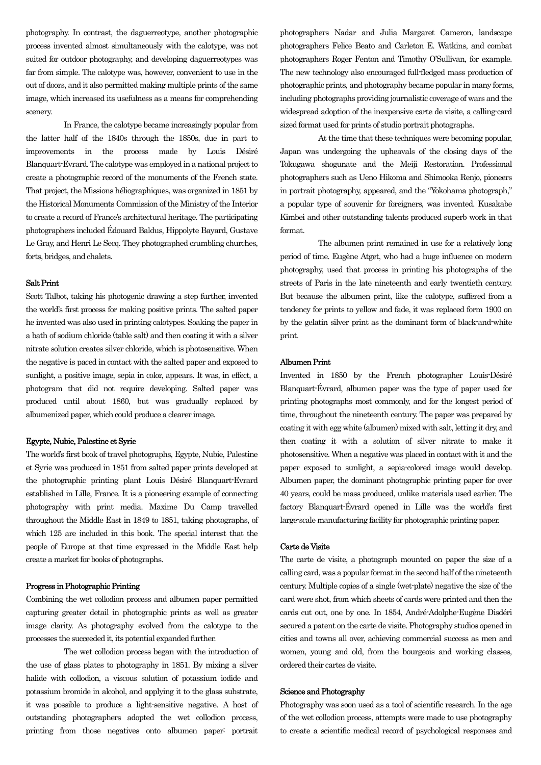photography. In contrast, the daguerreotype, another photographic process invented almost simultaneously with the calotype, was not suited for outdoor photography, and developing daguerreotypes was far from simple. The calotype was, however, convenient to use in the out of doors, and it also permitted making multiple prints of the same image, which increased its usefulness as a means for comprehending scenery.

In France, the calotype became increasingly popular from the latter half of the 1840s through the 1850s, due in part to improvements in the process made by Louis Désiré Blanquart-Evrard. The calotype was employed in a national project to create a photographic record of the monuments of the French state. That project, the Missions héliographiques, was organized in 1851 by the Historical Monuments Commission of the Ministry of the Interior to create a record of France's architectural heritage. The participating photographers included Édouard Baldus, Hippolyte Bayard, Gustave Le Gray, and Henri Le Secq. They photographed crumbling churches, forts, bridges, and chalets.

### Salt Print

Scott Talbot, taking his photogenic drawing a step further, invented the world's first process for making positive prints. The salted paper he invented was also used in printing calotypes. Soaking the paper in a bath of sodium chloride (table salt) and then coating it with a silver nitrate solution creates silver chloride, which is photosensitive. When the negative is paced in contact with the salted paper and exposed to sunlight, a positive image, sepia in color, appears. It was, in effect, a photogram that did not require developing. Salted paper was produced until about 1860, but was gradually replaced by albumenized paper, which could produce a clearer image.

### Egypte, Nubie, Palestine et Syrie

The world's first book of travel photographs, Egypte, Nubie, Palestine et Syrie was produced in 1851 from salted paper prints developed at the photographic printing plant Louis Désiré Blanquart-Evrard established in Lille, France. It is a pioneering example of connecting photography with print media. Maxime Du Camp travelled throughout the Middle East in 1849 to 1851, taking photographs, of which 125 are included in this book. The special interest that the people of Europe at that time expressed in the Middle East help create a market for books of photographs.

### Progress in Photographic Printing

Combining the wet collodion process and albumen paper permitted capturing greater detail in photographic prints as well as greater image clarity. As photography evolved from the calotype to the processes the succeeded it, its potential expanded further.

The wet collodion process began with the introduction of the use of glass plates to photography in 1851. By mixing a silver halide with collodion, a viscous solution of potassium iodide and potassium bromide in alcohol, and applying it to the glass substrate, it was possible to produce a light-sensitive negative. A host of outstanding photographers adopted the wet collodion process, printing from those negatives onto albumen paper: portrait photographers Nadar and Julia Margaret Cameron, landscape photographers Felice Beato and Carleton E. Watkins, and combat photographers Roger Fenton and Timothy O'Sullivan, for example. The new technology also encouraged full-fledged mass production of photographic prints, and photography became popular in many forms, including photographs providing journalistic coverage of wars and the widespread adoption of the inexpensive carte de visite, a calling-card sized format used for prints of studio portrait photographs.

At the time that these techniques were becoming popular, Japan was undergoing the upheavals of the closing days of the Tokugawa shogunate and the Meiji Restoration. Professional photographers such as Ueno Hikoma and Shimooka Renjo, pioneers in portrait photography, appeared, and the "Yokohama photograph," a popular type of souvenir for foreigners, was invented. Kusakabe Kimbei and other outstanding talents produced superb work in that format.

The albumen print remained in use for a relatively long period of time. Eugène Atget, who had a huge influence on modern photography, used that process in printing his photographs of the streets of Paris in the late nineteenth and early twentieth century. But because the albumen print, like the calotype, suffered from a tendency for prints to yellow and fade, it was replaced form 1900 on by the gelatin silver print as the dominant form of black-and-white print.

### Albumen Print

Invented in 1850 by the French photographer Louis-Désiré Blanquart-Évrard, albumen paper was the type of paper used for printing photographs most commonly, and for the longest period of time, throughout the nineteenth century. The paper was prepared by coating it with egg white (albumen) mixed with salt, letting it dry, and then coating it with a solution of silver nitrate to make it photosensitive. When a negative was placed in contact with it and the paper exposed to sunlight, a sepia-colored image would develop. Albumen paper, the dominant photographic printing paper for over 40 years, could be mass produced, unlike materials used earlier. The factory Blanquart-Évrard opened in Lille was the world's first large-scale manufacturing facility for photographic printing paper.

### Carte de Visite

The carte de visite, a photograph mounted on paper the size of a calling card, was a popular format in the second half of the nineteenth century. Multiple copies of a single (wet-plate) negative the size of the card were shot, from which sheets of cards were printed and then the cards cut out, one by one. In 1854, André-Adolphe-Eugène Disdéri secured a patent on the carte de visite. Photography studios opened in cities and towns all over, achieving commercial success as men and women, young and old, from the bourgeois and working classes, ordered their cartes de visite.

### Science and Photography

Photography was soon used as a tool of scientific research. In the age of the wet collodion process, attempts were made to use photography to create a scientific medical record of psychological responses and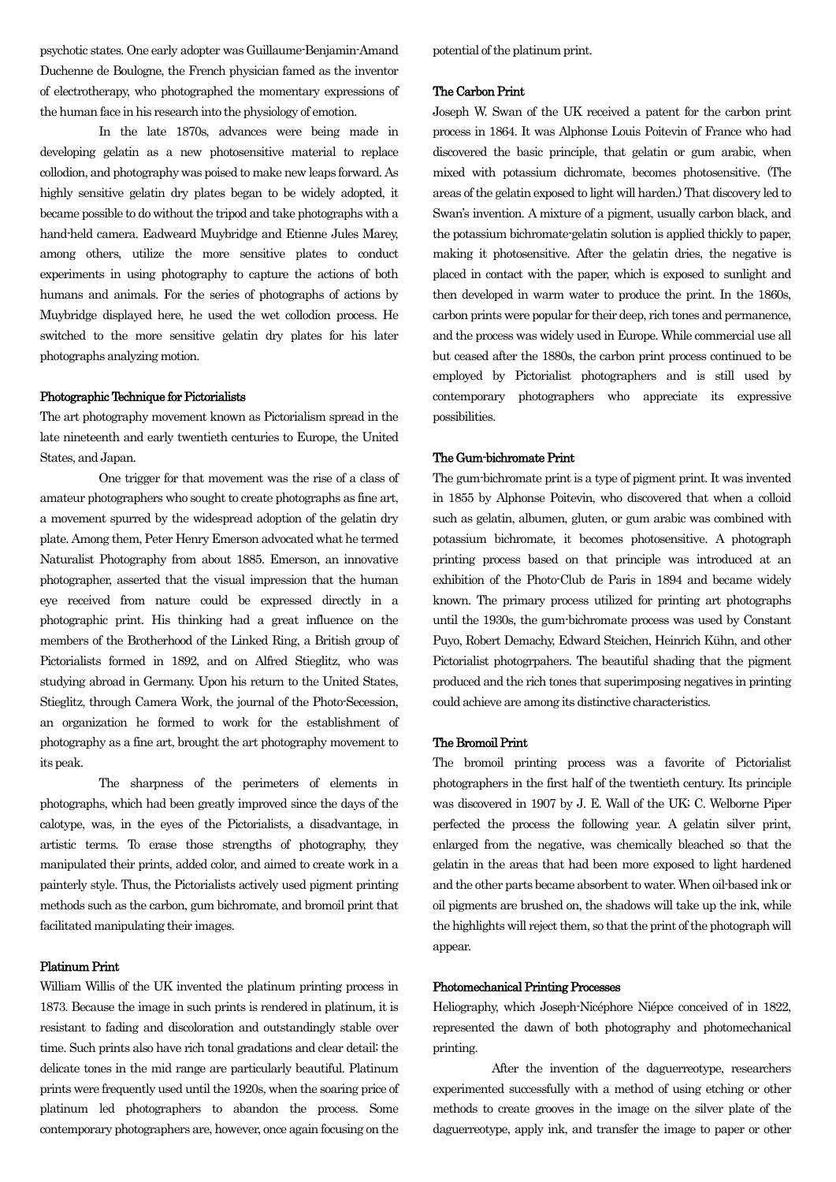psychotic states. One early adopter was Guillaume-Benjamin-Amand Duchenne de Boulogne, the French physician famed as the inventor of electrotherapy, who photographed the momentary expressions of the human face in his research into the physiology of emotion.

In the late 1870s, advances were being made in developing gelatin as a new photosensitive material to replace collodion, and photography was poised to make new leaps forward. As highly sensitive gelatin dry plates began to be widely adopted, it became possible to do without the tripod and take photographs with a hand-held camera. Eadweard Muybridge and Etienne Jules Marey, among others, utilize the more sensitive plates to conduct experiments in using photography to capture the actions of both humans and animals. For the series of photographs of actions by Muybridge displayed here, he used the wet collodion process. He switched to the more sensitive gelatin dry plates for his later photographs analyzing motion.

#### Photographic Technique for Pictorialists

The art photography movement known as Pictorialism spread in the late nineteenth and early twentieth centuries to Europe, the United States, and Japan.

One trigger for that movement was the rise of a class of amateur photographers who sought to create photographs as fine art, a movement spurred by the widespread adoption of the gelatin dry plate. Among them, Peter Henry Emerson advocated what he termed Naturalist Photography from about 1885. Emerson, an innovative photographer, asserted that the visual impression that the human eye received from nature could be expressed directly in a photographic print. His thinking had a great influence on the members of the Brotherhood of the Linked Ring, a British group of Pictorialists formed in 1892, and on Alfred Stieglitz, who was studying abroad in Germany. Upon his return to the United States, Stieglitz, through Camera Work, the journal of the Photo-Secession, an organization he formed to work for the establishment of photography as a fine art, brought the art photography movement to its peak.

The sharpness of the perimeters of elements in photographs, which had been greatly improved since the days of the calotype, was, in the eyes of the Pictorialists, a disadvantage, in artistic terms. To erase those strengths of photography, they manipulated their prints, added color, and aimed to create work in a painterly style. Thus, the Pictorialists actively used pigment printing methods such as the carbon, gum bichromate, and bromoil print that facilitated manipulating their images.

#### Platinum Print

William Willis of the UK invented the platinum printing process in 1873. Because the image in such prints is rendered in platinum, it is resistant to fading and discoloration and outstandingly stable over time. Such prints also have rich tonal gradations and clear detail; the delicate tones in the mid range are particularly beautiful. Platinum prints were frequently used until the 1920s, when the soaring price of platinum led photographers to abandon the process. Some contemporary photographers are, however, once again focusing on the potential of the platinum print.

#### The Carbon Print

Joseph W. Swan of the UK received a patent for the carbon print process in 1864. It was Alphonse Louis Poitevin of France who had discovered the basic principle, that gelatin or gum arabic, when mixed with potassium dichromate, becomes photosensitive. (The areas of the gelatin exposed to light will harden.) That discovery led to Swan's invention. A mixture of a pigment, usually carbon black, and the potassium bichromate-gelatin solution is applied thickly to paper, making it photosensitive. After the gelatin dries, the negative is placed in contact with the paper, which is exposed to sunlight and then developed in warm water to produce the print. In the 1860s, carbon prints were popular for their deep, rich tones and permanence, and the process was widely used in Europe. While commercial use all but ceased after the 1880s, the carbon print process continued to be employed by Pictorialist photographers and is still used by contemporary photographers who appreciate its expressive possibilities.

#### The Gum-bichromate Print

The gum-bichromate print is a type of pigment print. It was invented in 1855 by Alphonse Poitevin, who discovered that when a colloid such as gelatin, albumen, gluten, or gum arabic was combined with potassium bichromate, it becomes photosensitive. A photograph printing process based on that principle was introduced at an exhibition of the Photo-Club de Paris in 1894 and became widely known. The primary process utilized for printing art photographs until the 1930s, the gum-bichromate process was used by Constant Puyo, Robert Demachy, Edward Steichen, Heinrich Kühn, and other Pictorialist photogrpahers. The beautiful shading that the pigment produced and the rich tones that superimposing negatives in printing could achieve are among its distinctive characteristics.

#### The Bromoil Print

The bromoil printing process was a favorite of Pictorialist photographers in the first half of the twentieth century. Its principle was discovered in 1907 by J. E. Wall of the UK; C. Welborne Piper perfected the process the following year. A gelatin silver print, enlarged from the negative, was chemically bleached so that the gelatin in the areas that had been more exposed to light hardened and the other parts became absorbent to water. When oil-based ink or oil pigments are brushed on, the shadows will take up the ink, while the highlights will reject them, so that the print of the photograph will appear.

#### Photomechanical Printing Processes

Heliography, which Joseph-Nicéphore Niépce conceived of in 1822, represented the dawn of both photography and photomechanical printing.

After the invention of the daguerreotype, researchers experimented successfully with a method of using etching or other methods to create grooves in the image on the silver plate of the daguerreotype, apply ink, and transfer the image to paper or other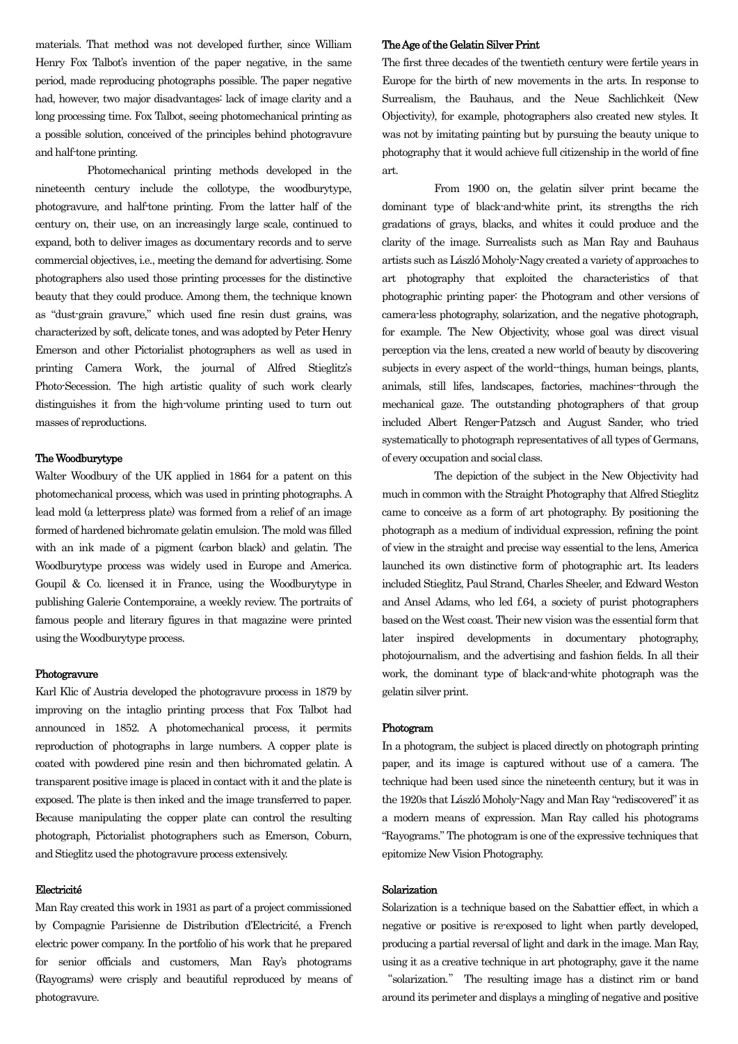materials. That method was not developed further, since William Henry Fox Talbot's invention of the paper negative, in the same period, made reproducing photographs possible. The paper negative had, however, two major disadvantages: lack of image clarity and a long processing time. Fox Talbot, seeing photomechanical printing as a possible solution, conceived of the principles behind photogravure and half-tone printing.

Photomechanical printing methods developed in the nineteenth century include the collotype, the woodburytype, photogravure, and half-tone printing. From the latter half of the century on, their use, on an increasingly large scale, continued to expand, both to deliver images as documentary records and to serve commercial objectives, i.e., meeting the demand for advertising. Some photographers also used those printing processes for the distinctive beauty that they could produce. Among them, the technique known as "dust-grain gravure," which used fine resin dust grains, was characterized by soft, delicate tones, and was adopted by Peter Henry Emerson and other Pictorialist photographers as well as used in printing Camera Work, the journal of Alfred Stieglitz's Photo-Secession. The high artistic quality of such work clearly distinguishes it from the high-volume printing used to turn out masses of reproductions.

### The Woodburytype

Walter Woodbury of the UK applied in 1864 for a patent on this photomechanical process, which was used in printing photographs. A lead mold (a letterpress plate) was formed from a relief of an image formed of hardened bichromate gelatin emulsion. The mold was filled with an ink made of a pigment (carbon black) and gelatin. The Woodburytype process was widely used in Europe and America. Goupil & Co. licensed it in France, using the Woodburytype in publishing Galerie Contemporaine, a weekly review. The portraits of famous people and literary figures in that magazine were printed using the Woodburytype process.

### Photogravure

Karl Klic of Austria developed the photogravure process in 1879 by improving on the intaglio printing process that Fox Talbot had announced in 1852. A photomechanical process, it permits reproduction of photographs in large numbers. A copper plate is coated with powdered pine resin and then bichromated gelatin. A transparent positive image is placed in contact with it and the plate is exposed. The plate is then inked and the image transferred to paper. Because manipulating the copper plate can control the resulting photograph, Pictorialist photographers such as Emerson, Coburn, and Stieglitz used the photogravure process extensively.

### Electricité

Man Ray created this work in 1931 as part of a project commissioned by Compagnie Parisienne de Distribution d'Electricité, a French electric power company. In the portfolio of his work that he prepared for senior officials and customers, Man Ray's photograms (Rayograms) were crisply and beautiful reproduced by means of photogravure.

### The Age of the Gelatin Silver Print

The first three decades of the twentieth century were fertile years in Europe for the birth of new movements in the arts. In response to Surrealism, the Bauhaus, and the Neue Sachlichkeit (New Objectivity), for example, photographers also created new styles. It was not by imitating painting but by pursuing the beauty unique to photography that it would achieve full citizenship in the world of fine art.

From 1900 on, the gelatin silver print became the dominant type of black-and-white print, its strengths the rich gradations of grays, blacks, and whites it could produce and the clarity of the image. Surrealists such as Man Ray and Bauhaus artists such as László Moholy-Nagy created a variety of approaches to art photography that exploited the characteristics of that photographic printing paper: the Photogram and other versions of camera-less photography, solarization, and the negative photograph, for example. The New Objectivity, whose goal was direct visual perception via the lens, created a new world of beauty by discovering subjects in every aspect of the world--things, human beings, plants, animals, still lifes, landscapes, factories, machines--through the mechanical gaze. The outstanding photographers of that group included Albert Renger-Patzsch and August Sander, who tried systematically to photograph representatives of all types of Germans, of every occupation and social class.

The depiction of the subject in the New Objectivity had much in common with the Straight Photography that Alfred Stieglitz came to conceive as a form of art photography. By positioning the photograph as a medium of individual expression, refining the point of view in the straight and precise way essential to the lens, America launched its own distinctive form of photographic art. Its leaders included Stieglitz, Paul Strand, Charles Sheeler, and Edward Weston and Ansel Adams, who led f.64, a society of purist photographers based on the West coast. Their new vision was the essential form that later inspired developments in documentary photography, photojournalism, and the advertising and fashion fields. In all their work, the dominant type of black-and-white photograph was the gelatin silver print.

### Photogram

In a photogram, the subject is placed directly on photograph printing paper, and its image is captured without use of a camera. The technique had been used since the nineteenth century, but it was in the 1920s that László Moholy-Nagy and Man Ray "rediscovered" it as a modern means of expression. Man Ray called his photograms "Rayograms." The photogram is one of the expressive techniques that epitomize New Vision Photography.

### Solarization

Solarization is a technique based on the Sabattier effect, in which a negative or positive is re-exposed to light when partly developed, producing a partial reversal of light and dark in the image. Man Ray, using it as a creative technique in art photography, gave it the name "solarization." The resulting image has a distinct rim or band around its perimeter and displays a mingling of negative and positive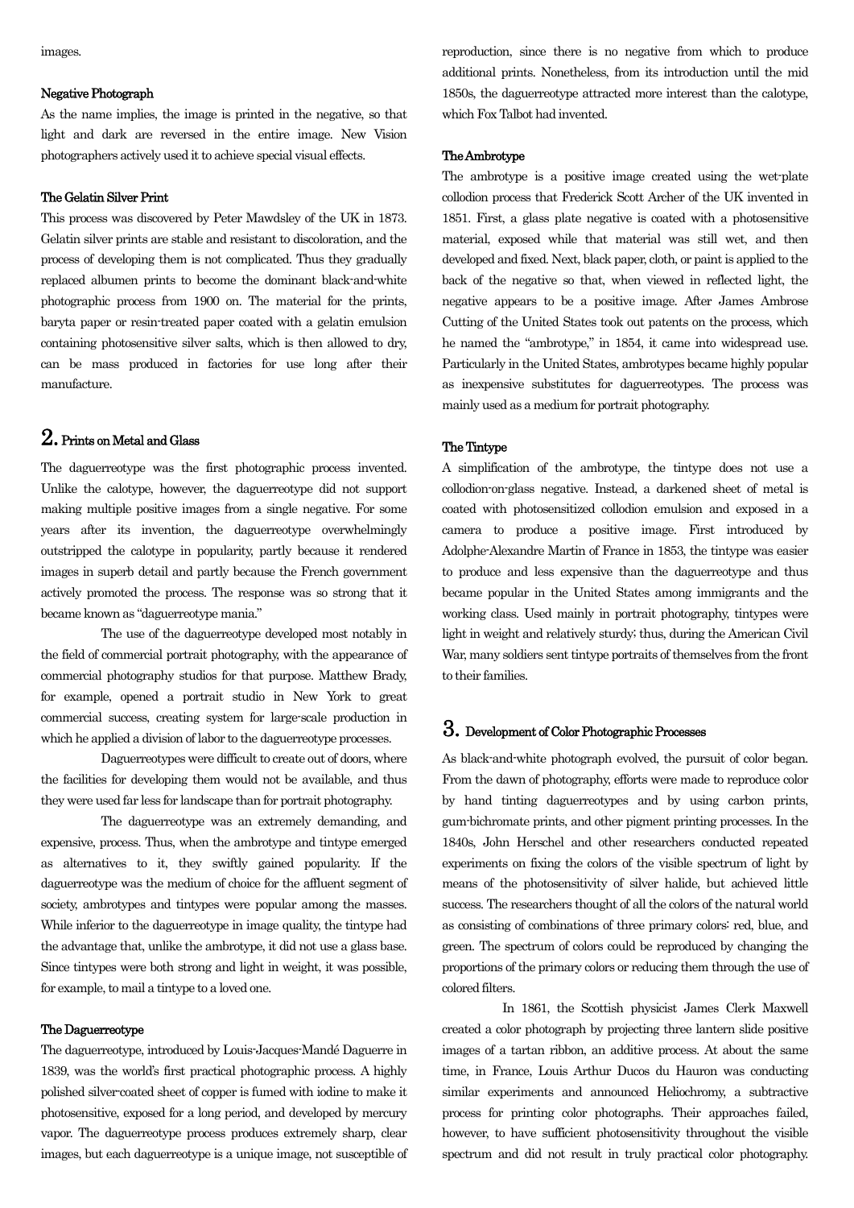images.

### Negative Photograph

As the name implies, the image is printed in the negative, so that light and dark are reversed in the entire image. New Vision photographers actively used it to achieve special visual effects.

### The Gelatin Silver Print

This process was discovered by Peter Mawdsley of the UK in 1873. Gelatin silver prints are stable and resistant to discoloration, and the process of developing them is not complicated. Thus they gradually replaced albumen prints to become the dominant black-and-white photographic process from 1900 on. The material for the prints, baryta paper or resin-treated paper coated with a gelatin emulsion containing photosensitive silver salts, which is then allowed to dry, can be mass produced in factories for use long after their manufacture.

## 2. Prints on Metal and Glass

The daguerreotype was the first photographic process invented. Unlike the calotype, however, the daguerreotype did not support making multiple positive images from a single negative. For some years after its invention, the daguerreotype overwhelmingly outstripped the calotype in popularity, partly because it rendered images in superb detail and partly because the French government actively promoted the process. The response was so strong that it became known as "daguerreotype mania."

The use of the daguerreotype developed most notably in the field of commercial portrait photography, with the appearance of commercial photography studios for that purpose. Matthew Brady, for example, opened a portrait studio in New York to great commercial success, creating system for large-scale production in which he applied a division of labor to the daguerreotype processes.

Daguerreotypes were difficult to create out of doors, where the facilities for developing them would not be available, and thus they were used far less for landscape than for portrait photography.

The daguerreotype was an extremely demanding, and expensive, process. Thus, when the ambrotype and tintype emerged as alternatives to it, they swiftly gained popularity. If the daguerreotype was the medium of choice for the affluent segment of society, ambrotypes and tintypes were popular among the masses. While inferior to the daguerreotype in image quality, the tintype had the advantage that, unlike the ambrotype, it did not use a glass base. Since tintypes were both strong and light in weight, it was possible, for example, to mail a tintype to a loved one.

### The Daguerreotype

The daguerreotype, introduced by Louis-Jacques-Mandé Daguerre in 1839, was the world's first practical photographic process. A highly polished silver-coated sheet of copper is fumed with iodine to make it photosensitive, exposed for a long period, and developed by mercury vapor. The daguerreotype process produces extremely sharp, clear images, but each daguerreotype is a unique image, not susceptible of reproduction, since there is no negative from which to produce additional prints. Nonetheless, from its introduction until the mid 1850s, the daguerreotype attracted more interest than the calotype, which Fox Talbot had invented.

### The Ambrotype

The ambrotype is a positive image created using the wet-plate collodion process that Frederick Scott Archer of the UK invented in 1851. First, a glass plate negative is coated with a photosensitive material, exposed while that material was still wet, and then developed and fixed. Next, black paper, cloth, or paint is applied to the back of the negative so that, when viewed in reflected light, the negative appears to be a positive image. After James Ambrose Cutting of the United States took out patents on the process, which he named the "ambrotype," in 1854, it came into widespread use. Particularly in the United States, ambrotypes became highly popular as inexpensive substitutes for daguerreotypes. The process was mainly used as a medium for portrait photography.

### The Tintype

A simplification of the ambrotype, the tintype does not use a collodion-on-glass negative. Instead, a darkened sheet of metal is coated with photosensitized collodion emulsion and exposed in a camera to produce a positive image. First introduced by Adolphe-Alexandre Martin of France in 1853, the tintype was easier to produce and less expensive than the daguerreotype and thus became popular in the United States among immigrants and the working class. Used mainly in portrait photography, tintypes were light in weight and relatively sturdy; thus, during the American Civil War, many soldiers sent tintype portraits of themselves from the front to their families.

## 3. Development of Color Photographic Processes

As black-and-white photograph evolved, the pursuit of color began. From the dawn of photography, efforts were made to reproduce color by hand tinting daguerreotypes and by using carbon prints, gum-bichromate prints, and other pigment printing processes. In the 1840s, John Herschel and other researchers conducted repeated experiments on fixing the colors of the visible spectrum of light by means of the photosensitivity of silver halide, but achieved little success. The researchers thought of all the colors of the natural world as consisting of combinations of three primary colors: red, blue, and green. The spectrum of colors could be reproduced by changing the proportions of the primary colors or reducing them through the use of colored filters.

In 1861, the Scottish physicist James Clerk Maxwell created a color photograph by projecting three lantern slide positive images of a tartan ribbon, an additive process. At about the same time, in France, Louis Arthur Ducos du Hauron was conducting similar experiments and announced Heliochromy, a subtractive process for printing color photographs. Their approaches failed, however, to have sufficient photosensitivity throughout the visible spectrum and did not result in truly practical color photography.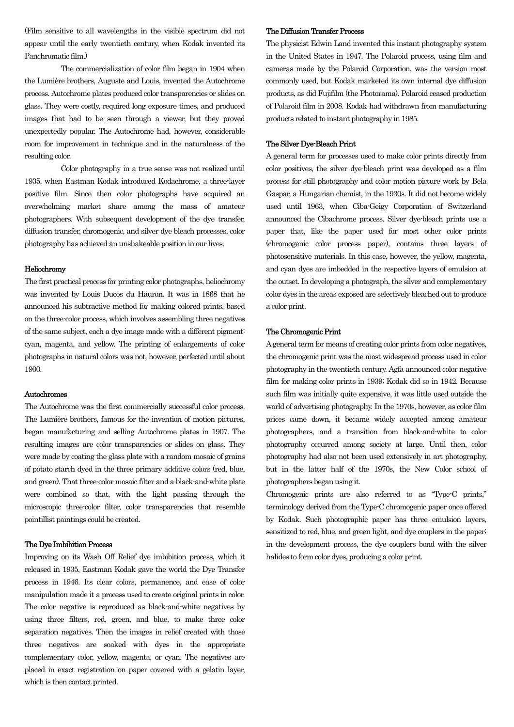(Film sensitive to all wavelengths in the visible spectrum did not appear until the early twentieth century, when Kodak invented its Panchromatic film.)

The commercialization of color film began in 1904 when the Lumière brothers, Auguste and Louis, invented the Autochrome process. Autochrome plates produced color transparencies or slides on glass. They were costly, required long exposure times, and produced images that had to be seen through a viewer, but they proved unexpectedly popular. The Autochrome had, however, considerable room for improvement in technique and in the naturalness of the resulting color.

Color photography in a true sense was not realized until 1935, when Eastman Kodak introduced Kodachrome, a three-layer positive film. Since then color photographs have acquired an overwhelming market share among the mass of amateur photographers. With subsequent development of the dye transfer, diffusion transfer, chromogenic, and silver dye bleach processes, color photography has achieved an unshakeable position in our lives.

### Heliochromy

The first practical process for printing color photographs, heliochromy was invented by Louis Ducos du Hauron. It was in 1868 that he announced his subtractive method for making colored prints, based on the three-color process, which involves assembling three negatives of the same subject, each a dye image made with a different pigment: cyan, magenta, and yellow. The printing of enlargements of color photographs in natural colors was not, however, perfected until about 1900.

### Autochromes

The Autochrome was the first commercially successful color process. The Lumière brothers, famous for the invention of motion pictures, began manufacturing and selling Autochrome plates in 1907. The resulting images are color transparencies or slides on glass. They were made by coating the glass plate with a random mosaic of grains of potato starch dyed in the three primary additive colors (red, blue, and green). That three-color mosaic filter and a black-and-white plate were combined so that, with the light passing through the microscopic three-color filter, color transparencies that resemble pointillist paintings could be created.

### The Dye Imbibition Process

Improving on its Wash Off Relief dye imbibition process, which it released in 1935, Eastman Kodak gave the world the Dye Transfer process in 1946. Its clear colors, permanence, and ease of color manipulation made it a process used to create original prints in color. The color negative is reproduced as black-and-white negatives by using three filters, red, green, and blue, to make three color separation negatives. Then the images in relief created with those three negatives are soaked with dyes in the appropriate complementary color, yellow, magenta, or cyan. The negatives are placed in exact registration on paper covered with a gelatin layer, which is then contact printed.

### The Diffusion Transfer Process

The physicist Edwin Land invented this instant photography system in the United States in 1947. The Polaroid process, using film and cameras made by the Polaroid Corporation, was the version most commonly used, but Kodak marketed its own internal dye diffusion products, as did Fujifilm (the Photorama). Polaroid ceased production of Polaroid film in 2008. Kodak had withdrawn from manufacturing products related to instant photography in 1985.

### The Silver Dye-Bleach Print

A general term for processes used to make color prints directly from color positives, the silver dye-bleach print was developed as a film process for still photography and color motion picture work by Bela Gaspar, a Hungarian chemist, in the 1930s. It did not become widely used until 1963, when Ciba-Geigy Corporation of Switzerland announced the Cibachrome process. Silver dye-bleach prints use a paper that, like the paper used for most other color prints (chromogenic color process paper), contains three layers of photosensitive materials. In this case, however, the yellow, magenta, and cyan dyes are imbedded in the respective layers of emulsion at the outset. In developing a photograph, the silver and complementary color dyes in the areas exposed are selectively bleached out to produce a color print.

### The Chromogenic Print

A general term for means of creating color prints from color negatives, the chromogenic print was the most widespread process used in color photography in the twentieth century. Agfa announced color negative film for making color prints in 1939; Kodak did so in 1942. Because such film was initially quite expensive, it was little used outside the world of advertising photography. In the 1970s, however, as color film prices came down, it became widely accepted among amateur photographers, and a transition from black-and-white to color photography occurred among society at large. Until then, color photography had also not been used extensively in art photography, but in the latter half of the 1970s, the New Color school of photographers began using it.

Chromogenic prints are also referred to as "Type-C prints," terminology derived from the Type-C chromogenic paper once offered by Kodak. Such photographic paper has three emulsion layers, sensitized to red, blue, and green light, and dye couplers in the paper; in the development process, the dye couplers bond with the silver halides to form color dyes, producing a color print.